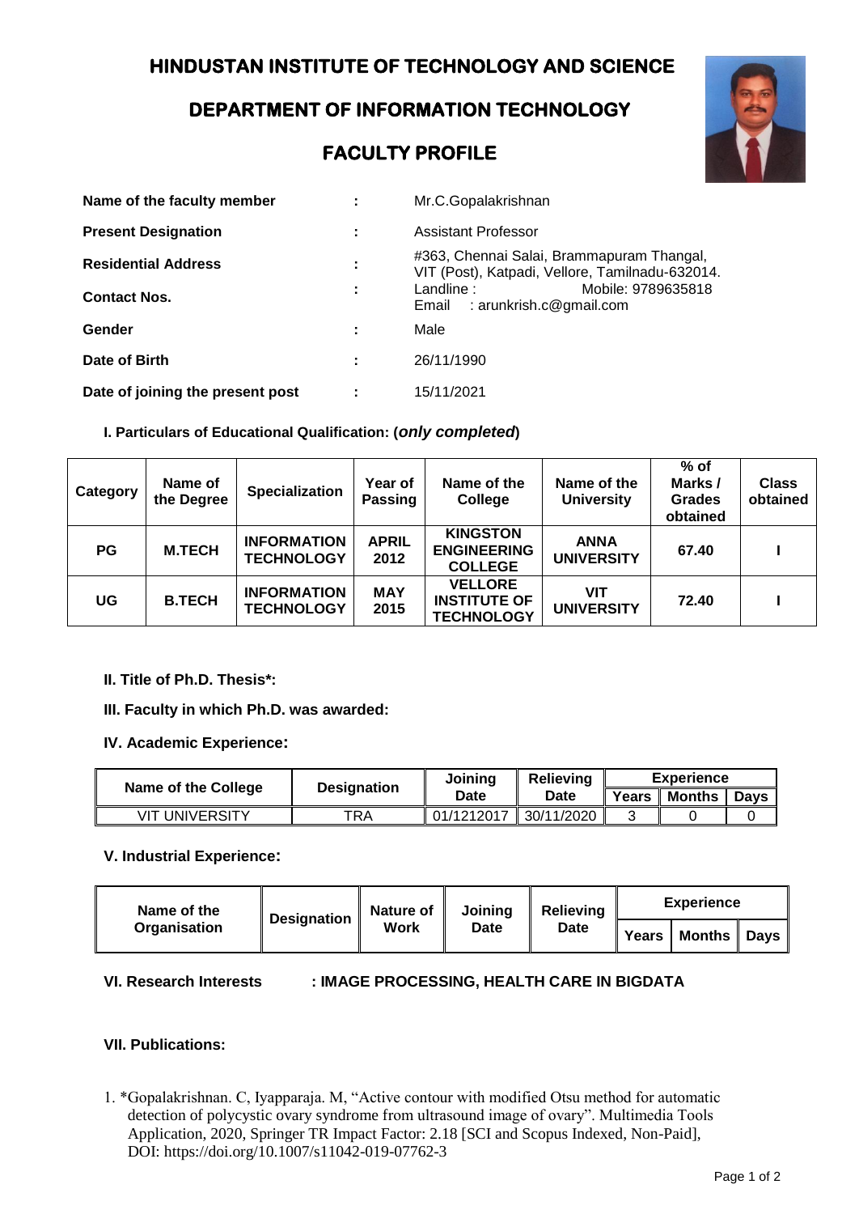# HINDUSTAN INSTITUTE OF TECHNOLOGY AND SCIENCE

## DEPARTMENT OF INFORMATION TECHNOLOGY

## FACULTY PROFILE

| | | |
|---|---|---|
| **Name of the faculty member** | : | Mr.C.Gopalakrishnan |
| **Present Designation** | : | Assistant Professor |
| **Residential Address** | : | #363, Chennai Salai, Brammapuram Thangal, VIT (Post), Katpadi, Vellore, Tamilnadu-632014. |
| **Contact Nos.** | : | Landline : Mobile: 9789635818<br>Email : arunkrish.c@gmail.com |
| **Gender** | : | Male |
| **Date of Birth** | : | 26/11/1990 |
| **Date of joining the present post** | : | 15/11/2021 |

**I. Particulars of Educational Qualification: (*only completed*)**

| Category | Name of the Degree | Specialization | Year of Passing | Name of the College | Name of the University | % of Marks / Grades obtained | Class obtained |
|---|---|---|---|---|---|---|---|
| **PG** | **M.TECH** | **INFORMATION TECHNOLOGY** | **APRIL 2012** | **KINGSTON ENGINEERING COLLEGE** | **ANNA UNIVERSITY** | **67.40** | **I** |
| **UG** | **B.TECH** | **INFORMATION TECHNOLOGY** | **MAY 2015** | **VELLORE INSTITUTE OF TECHNOLOGY** | **VIT UNIVERSITY** | **72.40** | **I** |

**II. Title of Ph.D. Thesis*:**

**III. Faculty in which Ph.D. was awarded:**

**IV. Academic Experience:**

| Name of the College | Designation | Joining Date | Relieving Date | Experience | | |
|---|---|---|---|---|---|---|
| | | | | Years | Months | Days |
| VIT UNIVERSITY | TRA | 01/1212017 | 30/11/2020 | 3 | 0 | 0 |

**V. Industrial Experience:**

| Name of the Organisation | Designation | Nature of Work | Joining Date | Relieving Date | Experience | | |
|---|---|---|---|---|---|---|---|
| | | | | | Years | Months | Days |

**VI. Research Interests : IMAGE PROCESSING, HEALTH CARE IN BIGDATA**

**VII. Publications:**

1. *Gopalakrishnan. C, Iyapparaja. M, "Active contour with modified Otsu method for automatic detection of polycystic ovary syndrome from ultrasound image of ovary". Multimedia Tools Application, 2020, Springer TR Impact Factor: 2.18 [SCI and Scopus Indexed, Non-Paid], DOI: https://doi.org/10.1007/s11042-019-07762-3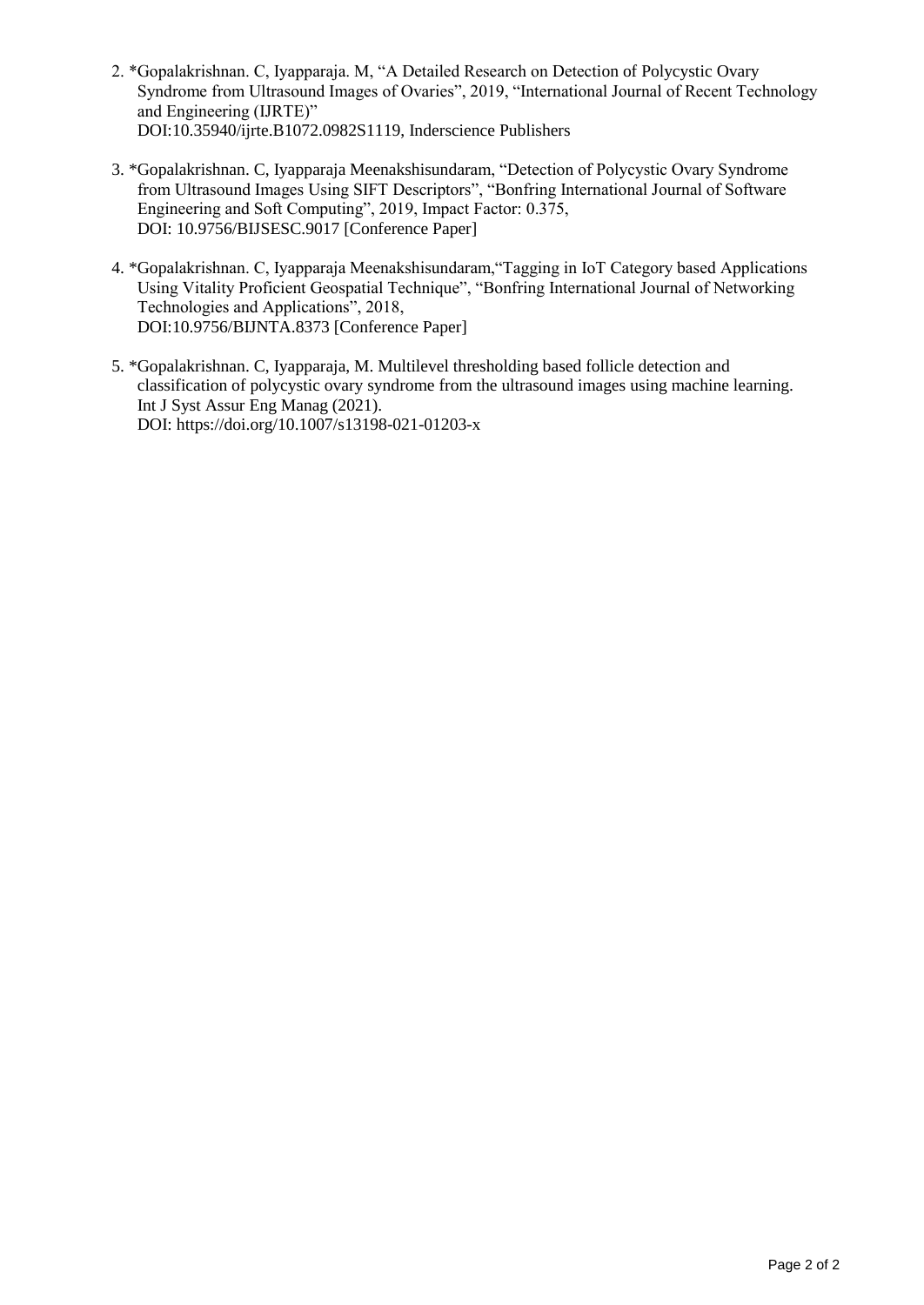2. *Gopalakrishnan. C, Iyapparaja. M, “A Detailed Research on Detection of Polycystic Ovary Syndrome from Ultrasound Images of Ovaries”, 2019, “International Journal of Recent Technology and Engineering (IJRTE)”
   DOI:10.35940/ijrte.B1072.0982S1119, Inderscience Publishers

3. *Gopalakrishnan. C, Iyapparaja Meenakshisundaram, “Detection of Polycystic Ovary Syndrome from Ultrasound Images Using SIFT Descriptors”, “Bonfring International Journal of Software Engineering and Soft Computing”, 2019, Impact Factor: 0.375,
   DOI: 10.9756/BIJSESC.9017 [Conference Paper]

4. *Gopalakrishnan. C, Iyapparaja Meenakshisundaram,“Tagging in IoT Category based Applications Using Vitality Proficient Geospatial Technique”, “Bonfring International Journal of Networking Technologies and Applications”, 2018,
   DOI:10.9756/BIJNTA.8373 [Conference Paper]

5. *Gopalakrishnan. C, Iyapparaja, M. Multilevel thresholding based follicle detection and classification of polycystic ovary syndrome from the ultrasound images using machine learning. Int J Syst Assur Eng Manag (2021).
   DOI: https://doi.org/10.1007/s13198-021-01203-x